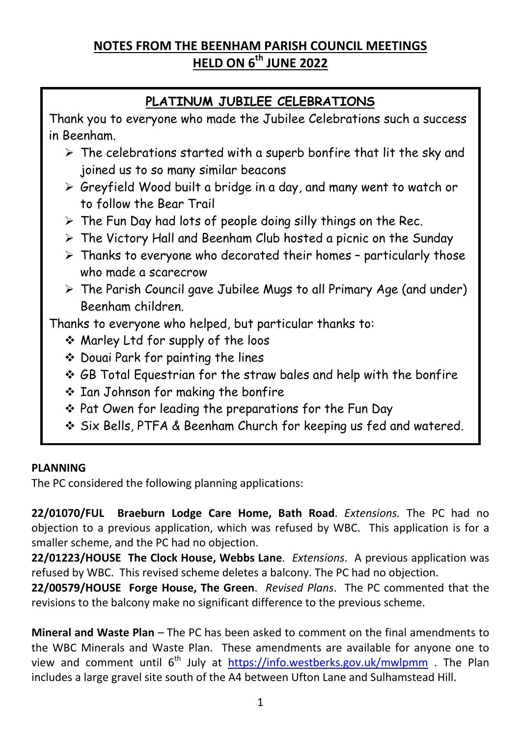# NOTES FROM THE BEENHAM PARISH COUNCIL MEETINGS HELD ON 6th JUNE 2022

## PLATINUM JUBILEE CELEBRATIONS

Thank you to everyone who made the Jubilee Celebrations such a success in Beenham.

- The celebrations started with a superb bonfire that lit the sky and joined us to so many similar beacons
- Greyfield Wood built a bridge in a day, and many went to watch or to follow the Bear Trail
- The Fun Day had lots of people doing silly things on the Rec.
- The Victory Hall and Beenham Club hosted a picnic on the Sunday
- Thanks to everyone who decorated their homes – particularly those who made a scarecrow
- The Parish Council gave Jubilee Mugs to all Primary Age (and under) Beenham children.

Thanks to everyone who helped, but particular thanks to:

- Marley Ltd for supply of the loos
- Douai Park for painting the lines
- GB Total Equestrian for the straw bales and help with the bonfire
- Ian Johnson for making the bonfire
- Pat Owen for leading the preparations for the Fun Day
- Six Bells, PTFA & Beenham Church for keeping us fed and watered.

**PLANNING**

The PC considered the following planning applications:

**22/01070/FUL Braeburn Lodge Care Home, Bath Road**. *Extensions.* The PC had no objection to a previous application, which was refused by WBC. This application is for a smaller scheme, and the PC had no objection.

**22/01223/HOUSE The Clock House, Webbs Lane**. *Extensions*. A previous application was refused by WBC. This revised scheme deletes a balcony. The PC had no objection.

**22/00579/HOUSE Forge House, The Green**. *Revised Plans*. The PC commented that the revisions to the balcony make no significant difference to the previous scheme.

**Mineral and Waste Plan** – The PC has been asked to comment on the final amendments to the WBC Minerals and Waste Plan. These amendments are available for anyone one to view and comment until 6th July at https://info.westberks.gov.uk/mwlpmm . The Plan includes a large gravel site south of the A4 between Ufton Lane and Sulhamstead Hill.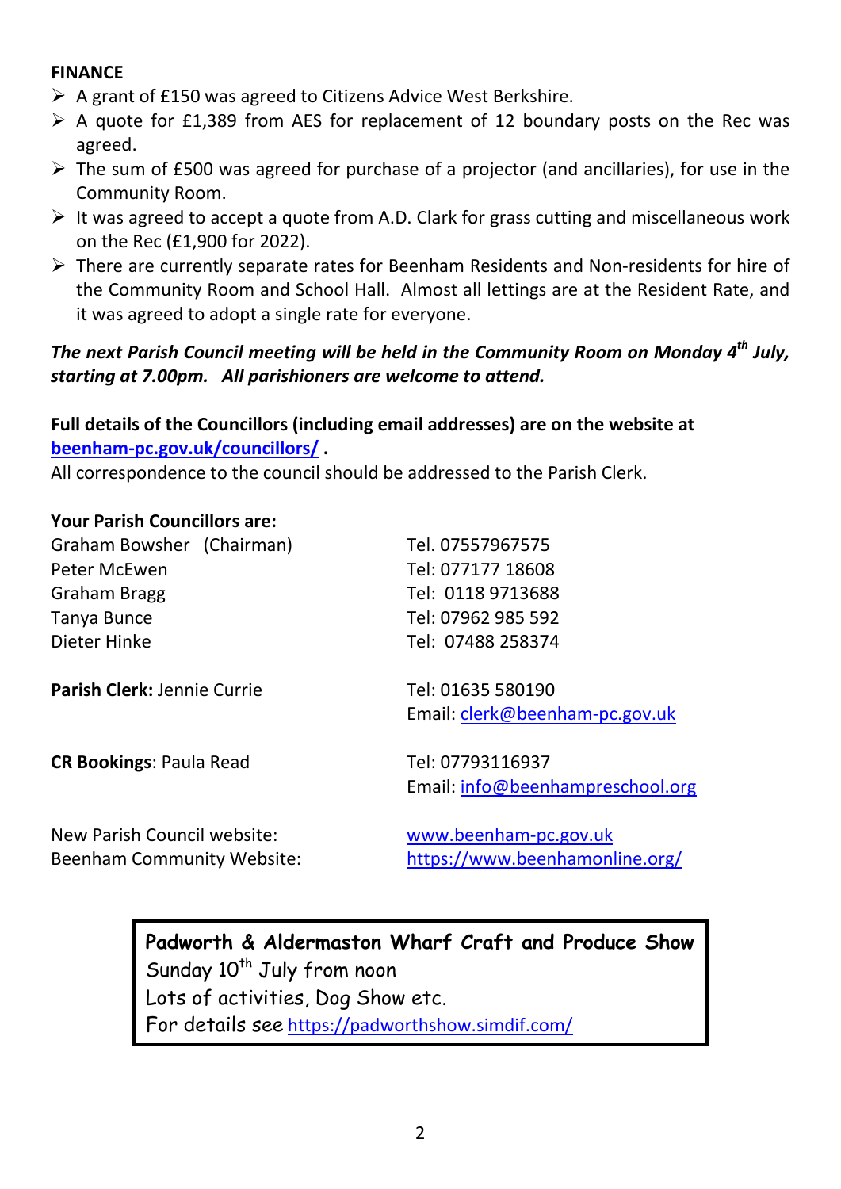**FINANCE**

- A grant of £150 was agreed to Citizens Advice West Berkshire.
- A quote for £1,389 from AES for replacement of 12 boundary posts on the Rec was agreed.
- The sum of £500 was agreed for purchase of a projector (and ancillaries), for use in the Community Room.
- It was agreed to accept a quote from A.D. Clark for grass cutting and miscellaneous work on the Rec (£1,900 for 2022).
- There are currently separate rates for Beenham Residents and Non-residents for hire of the Community Room and School Hall. Almost all lettings are at the Resident Rate, and it was agreed to adopt a single rate for everyone.

***The next Parish Council meeting will be held in the Community Room on Monday 4th July, starting at 7.00pm. All parishioners are welcome to attend.***

**Full details of the Councillors (including email addresses) are on the website at [beenham-pc.gov.uk/councillors/](beenham-pc.gov.uk/councillors/) .**
All correspondence to the council should be addressed to the Parish Clerk.

**Your Parish Councillors are:**

| | |
|---|---|
| Graham Bowsher (Chairman) | Tel. 07557967575 |
| Peter McEwen | Tel: 077177 18608 |
| Graham Bragg | Tel: 0118 9713688 |
| Tanya Bunce | Tel: 07962 985 592 |
| Dieter Hinke | Tel: 07488 258374 |
| **Parish Clerk:** Jennie Currie | Tel: 01635 580190<br>Email: clerk@beenham-pc.gov.uk |
| **CR Bookings**: Paula Read | Tel: 07793116937<br>Email: info@beenhampreschool.org |
| New Parish Council website: | www.beenham-pc.gov.uk |
| Beenham Community Website: | https://www.beenhamonline.org/ |

**Padworth & Aldermaston Wharf Craft and Produce Show**
Sunday 10th July from noon
Lots of activities, Dog Show etc.
For details see https://padworthshow.simdif.com/